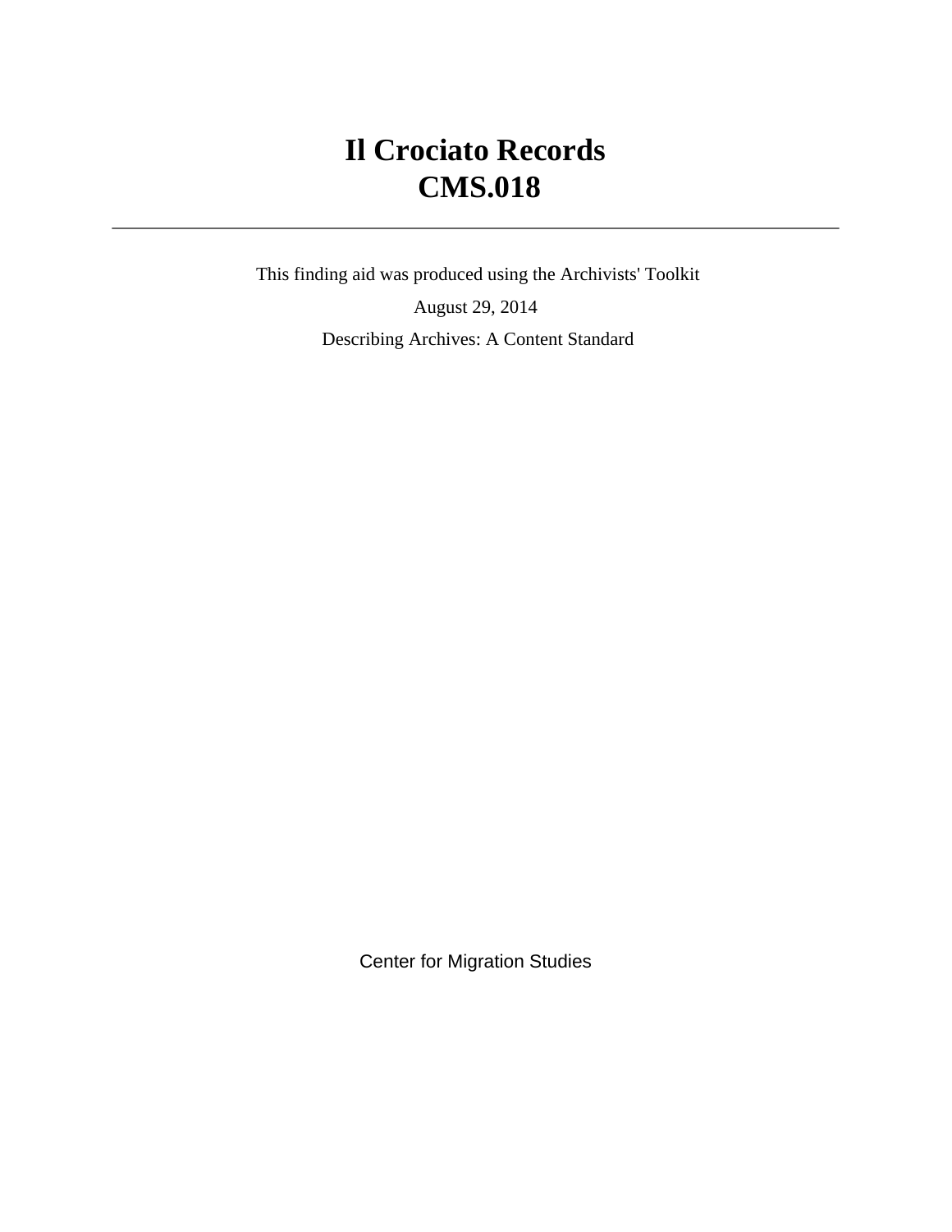# Il Crociato Records
# CMS.018

---

This finding aid was produced using the Archivists' Toolkit

August 29, 2014

Describing Archives: A Content Standard

Center for Migration Studies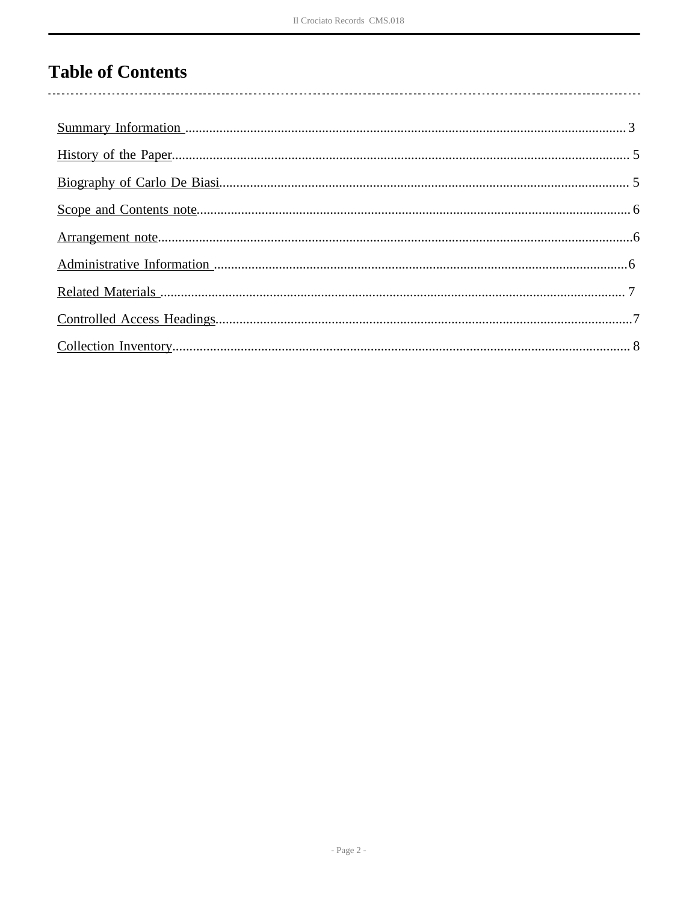# Table of Contents

Summary Information .......... 3

History of the Paper .......... 5

Biography of Carlo De Biasi .......... 5

Scope and Contents note .......... 6

Arrangement note .......... 6

Administrative Information .......... 6

Related Materials .......... 7

Controlled Access Headings .......... 7

Collection Inventory .......... 8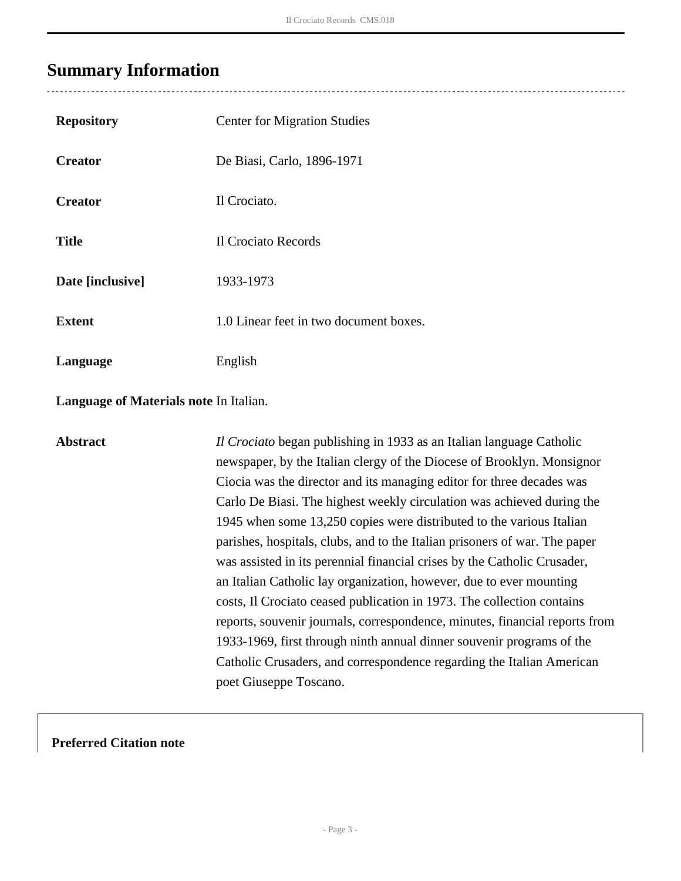## Summary Information

| | |
|---|---|
| **Repository** | Center for Migration Studies |
| **Creator** | De Biasi, Carlo, 1896-1971 |
| **Creator** | Il Crociato. |
| **Title** | Il Crociato Records |
| **Date [inclusive]** | 1933-1973 |
| **Extent** | 1.0 Linear feet in two document boxes. |
| **Language** | English |
| **Language of Materials note** | In Italian. |
| **Abstract** | *Il Crociato* began publishing in 1933 as an Italian language Catholic newspaper, by the Italian clergy of the Diocese of Brooklyn. Monsignor Ciocia was the director and its managing editor for three decades was Carlo De Biasi. The highest weekly circulation was achieved during the 1945 when some 13,250 copies were distributed to the various Italian parishes, hospitals, clubs, and to the Italian prisoners of war. The paper was assisted in its perennial financial crises by the Catholic Crusader, an Italian Catholic lay organization, however, due to ever mounting costs, Il Crociato ceased publication in 1973. The collection contains reports, souvenir journals, correspondence, minutes, financial reports from 1933-1969, first through ninth annual dinner souvenir programs of the Catholic Crusaders, and correspondence regarding the Italian American poet Giuseppe Toscano. |

**Preferred Citation note**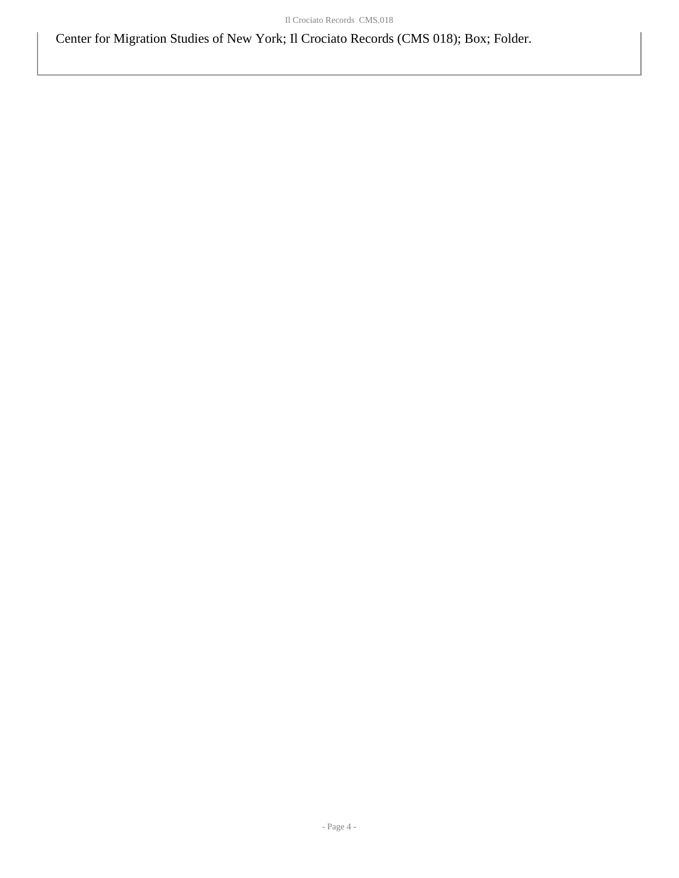Center for Migration Studies of New York; Il Crociato Records (CMS 018); Box; Folder.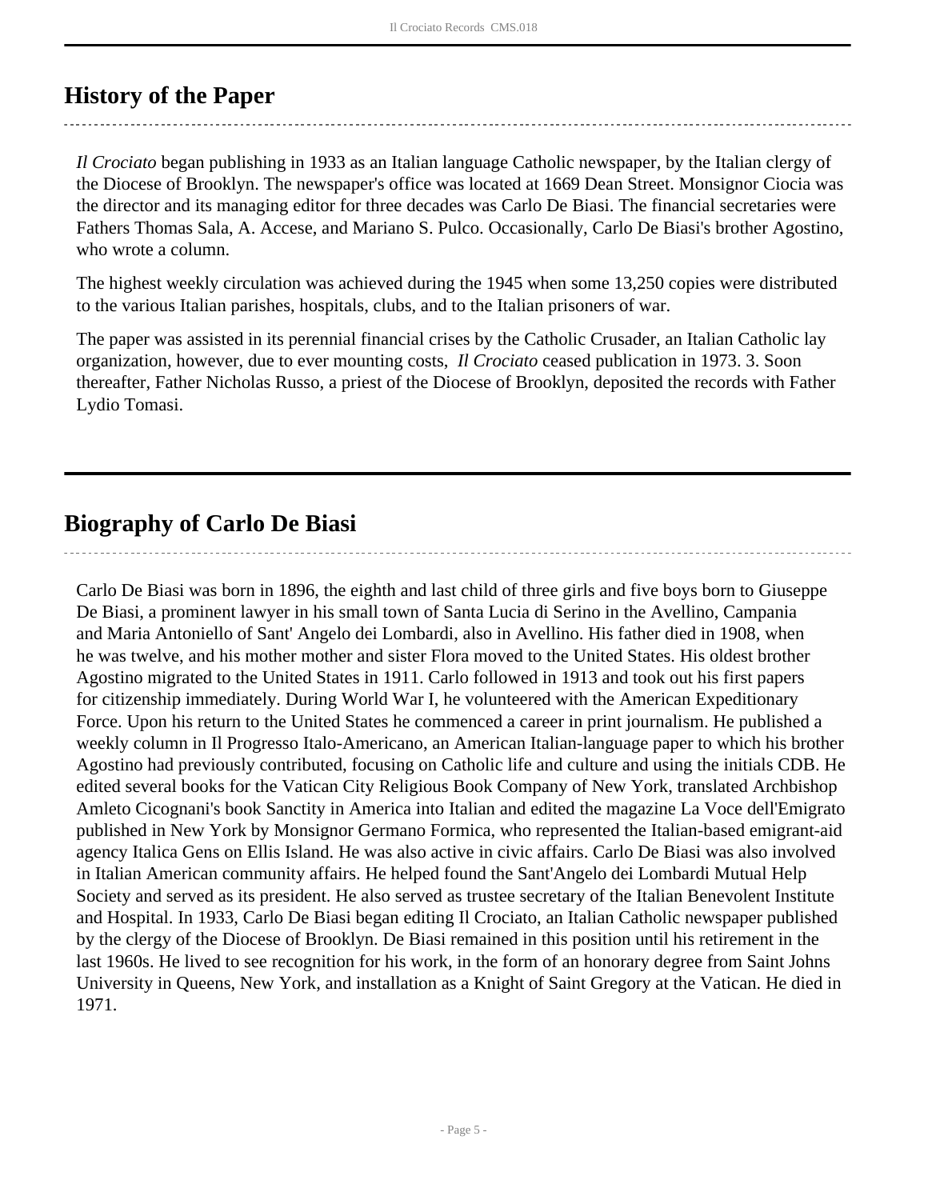## History of the Paper

*Il Crociato* began publishing in 1933 as an Italian language Catholic newspaper, by the Italian clergy of the Diocese of Brooklyn. The newspaper's office was located at 1669 Dean Street. Monsignor Ciocia was the director and its managing editor for three decades was Carlo De Biasi. The financial secretaries were Fathers Thomas Sala, A. Accese, and Mariano S. Pulco. Occasionally, Carlo De Biasi's brother Agostino, who wrote a column.

The highest weekly circulation was achieved during the 1945 when some 13,250 copies were distributed to the various Italian parishes, hospitals, clubs, and to the Italian prisoners of war.

The paper was assisted in its perennial financial crises by the Catholic Crusader, an Italian Catholic lay organization, however, due to ever mounting costs, *Il Crociato* ceased publication in 1973. 3. Soon thereafter, Father Nicholas Russo, a priest of the Diocese of Brooklyn, deposited the records with Father Lydio Tomasi.

## Biography of Carlo De Biasi

Carlo De Biasi was born in 1896, the eighth and last child of three girls and five boys born to Giuseppe De Biasi, a prominent lawyer in his small town of Santa Lucia di Serino in the Avellino, Campania and Maria Antoniello of Sant' Angelo dei Lombardi, also in Avellino. His father died in 1908, when he was twelve, and his mother mother and sister Flora moved to the United States. His oldest brother Agostino migrated to the United States in 1911. Carlo followed in 1913 and took out his first papers for citizenship immediately. During World War I, he volunteered with the American Expeditionary Force. Upon his return to the United States he commenced a career in print journalism. He published a weekly column in Il Progresso Italo-Americano, an American Italian-language paper to which his brother Agostino had previously contributed, focusing on Catholic life and culture and using the initials CDB. He edited several books for the Vatican City Religious Book Company of New York, translated Archbishop Amleto Cicognani's book Sanctity in America into Italian and edited the magazine La Voce dell'Emigrato published in New York by Monsignor Germano Formica, who represented the Italian-based emigrant-aid agency Italica Gens on Ellis Island. He was also active in civic affairs. Carlo De Biasi was also involved in Italian American community affairs. He helped found the Sant'Angelo dei Lombardi Mutual Help Society and served as its president. He also served as trustee secretary of the Italian Benevolent Institute and Hospital. In 1933, Carlo De Biasi began editing Il Crociato, an Italian Catholic newspaper published by the clergy of the Diocese of Brooklyn. De Biasi remained in this position until his retirement in the last 1960s. He lived to see recognition for his work, in the form of an honorary degree from Saint Johns University in Queens, New York, and installation as a Knight of Saint Gregory at the Vatican. He died in 1971.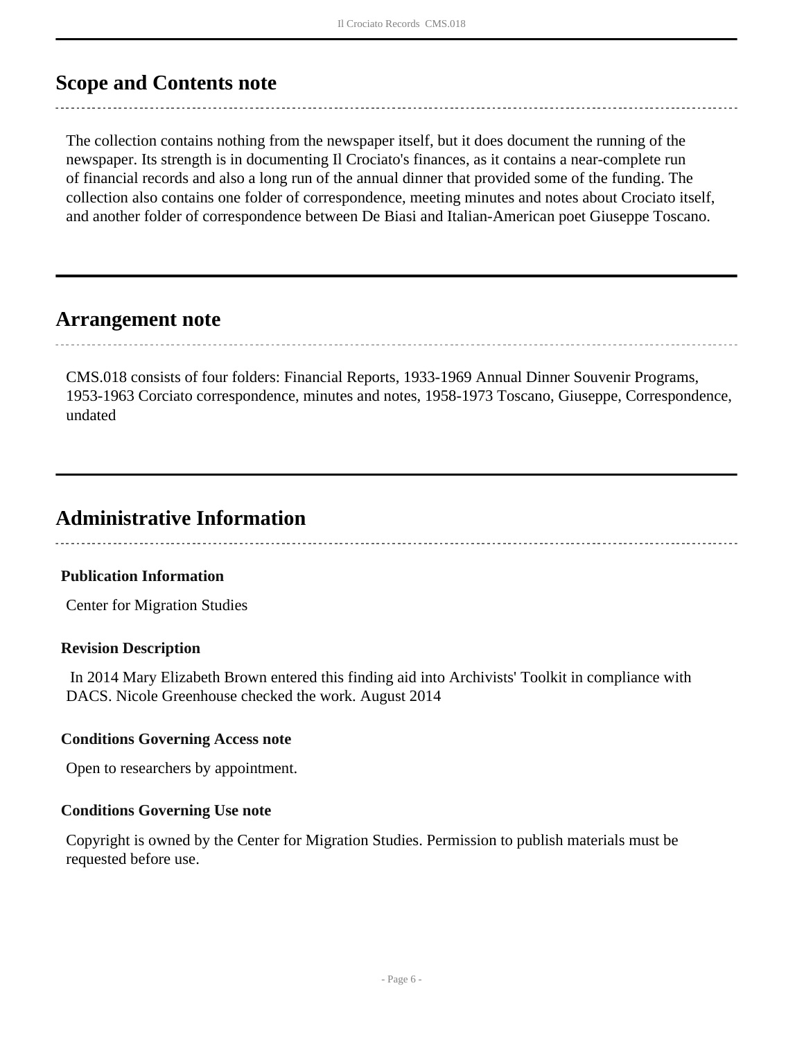## Scope and Contents note

The collection contains nothing from the newspaper itself, but it does document the running of the newspaper. Its strength is in documenting Il Crociato's finances, as it contains a near-complete run of financial records and also a long run of the annual dinner that provided some of the funding. The collection also contains one folder of correspondence, meeting minutes and notes about Crociato itself, and another folder of correspondence between De Biasi and Italian-American poet Giuseppe Toscano.

## Arrangement note

CMS.018 consists of four folders: Financial Reports, 1933-1969 Annual Dinner Souvenir Programs, 1953-1963 Corciato correspondence, minutes and notes, 1958-1973 Toscano, Giuseppe, Correspondence, undated

## Administrative Information

### Publication Information

Center for Migration Studies

### Revision Description

In 2014 Mary Elizabeth Brown entered this finding aid into Archivists' Toolkit in compliance with DACS. Nicole Greenhouse checked the work. August 2014

### Conditions Governing Access note

Open to researchers by appointment.

### Conditions Governing Use note

Copyright is owned by the Center for Migration Studies. Permission to publish materials must be requested before use.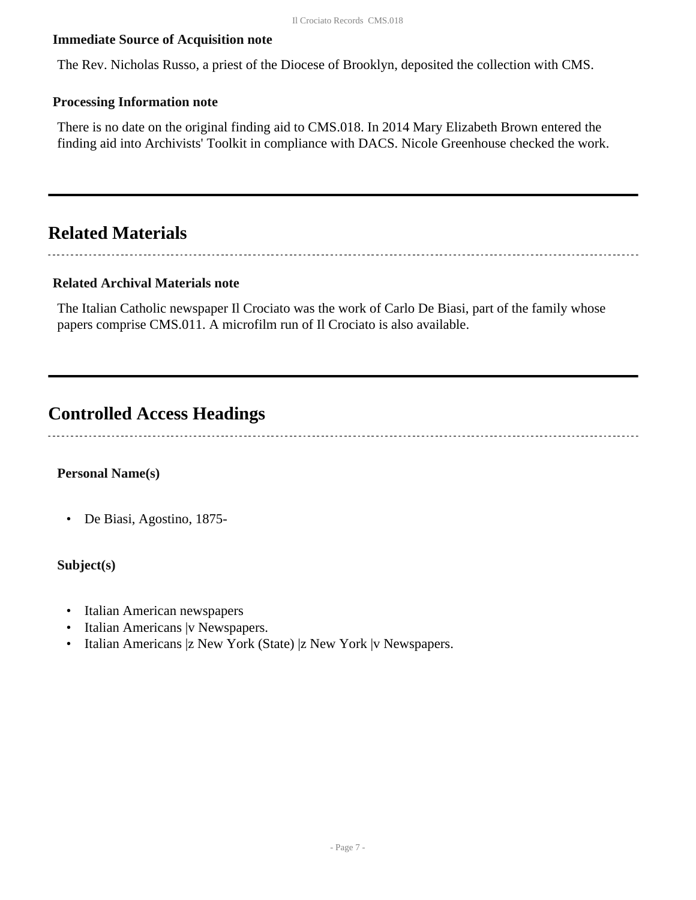**Immediate Source of Acquisition note**

The Rev. Nicholas Russo, a priest of the Diocese of Brooklyn, deposited the collection with CMS.

**Processing Information note**

There is no date on the original finding aid to CMS.018. In 2014 Mary Elizabeth Brown entered the finding aid into Archivists' Toolkit in compliance with DACS. Nicole Greenhouse checked the work.

## Related Materials

**Related Archival Materials note**

The Italian Catholic newspaper Il Crociato was the work of Carlo De Biasi, part of the family whose papers comprise CMS.011. A microfilm run of Il Crociato is also available.

## Controlled Access Headings

**Personal Name(s)**

- De Biasi, Agostino, 1875-

**Subject(s)**

- Italian American newspapers
- Italian Americans |v Newspapers.
- Italian Americans |z New York (State) |z New York |v Newspapers.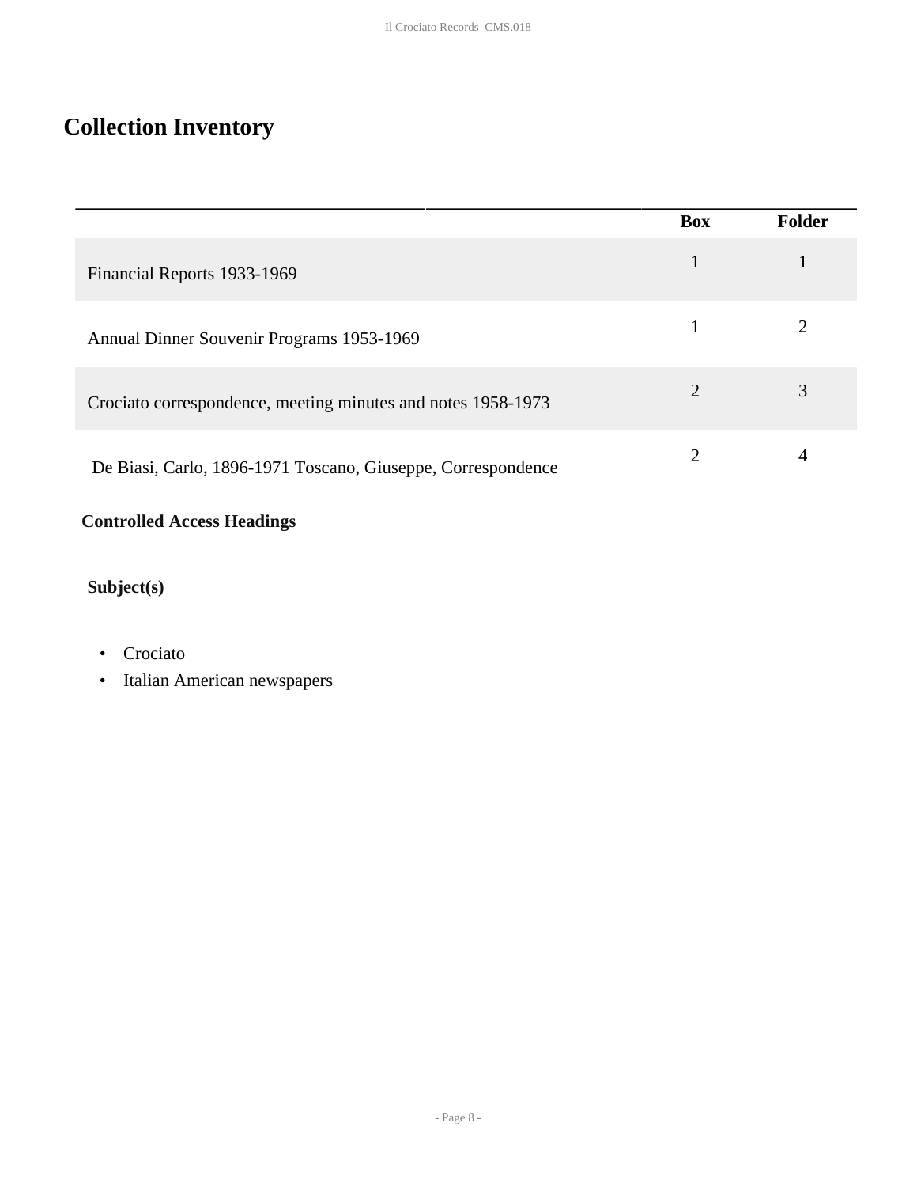## Collection Inventory

| | Box | Folder |
|---|---|---|
| Financial Reports 1933-1969 | 1 | 1 |
| Annual Dinner Souvenir Programs 1953-1969 | 1 | 2 |
| Crociato correspondence, meeting minutes and notes 1958-1973 | 2 | 3 |
| De Biasi, Carlo, 1896-1971 Toscano, Giuseppe, Correspondence | 2 | 4 |

### Controlled Access Headings

#### Subject(s)

- Crociato
- Italian American newspapers